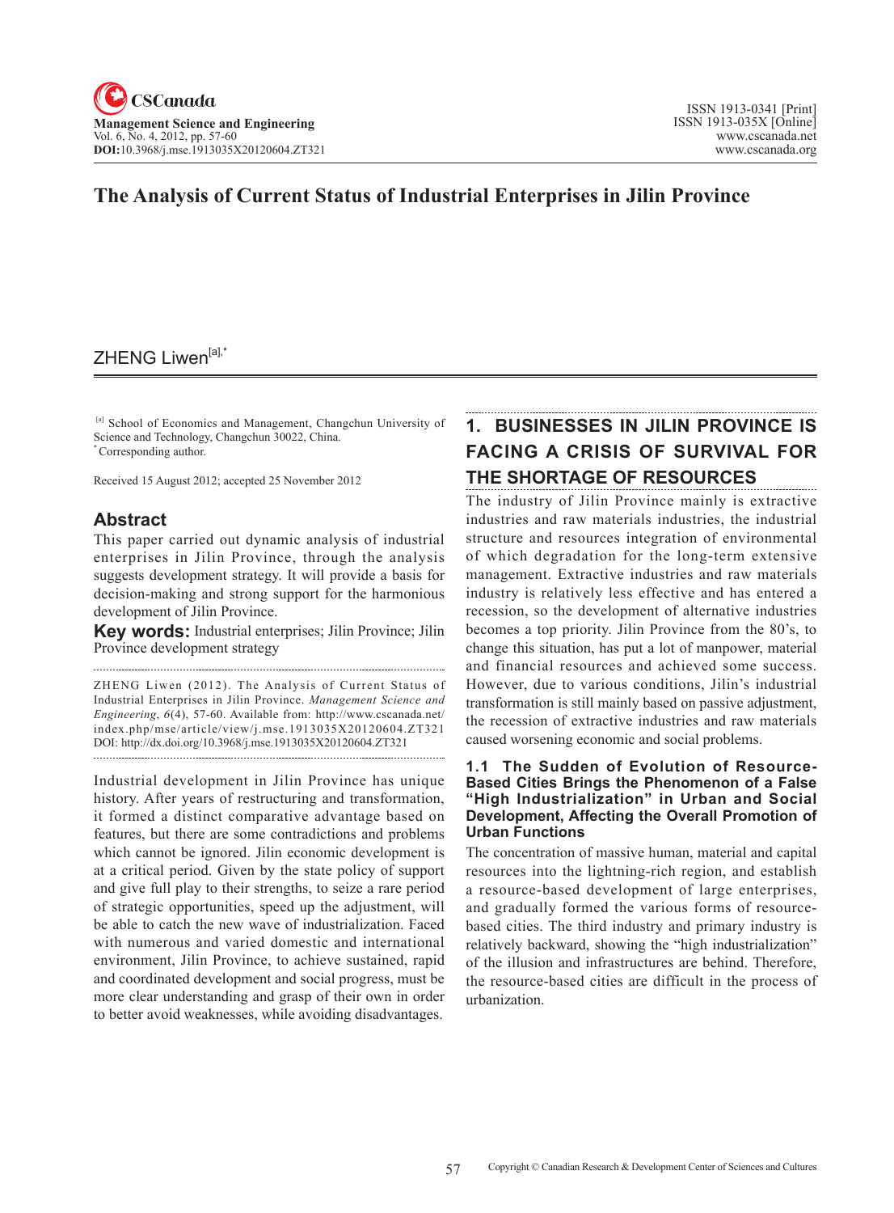# The Analysis of Current Status of Industrial Enterprises in Jilin Province

ZHENG Liwen[a],*

[a] School of Economics and Management, Changchun University of Science and Technology, Changchun 30022, China.
* Corresponding author.

Received 15 August 2012; accepted 25 November 2012

## Abstract

This paper carried out dynamic analysis of industrial enterprises in Jilin Province, through the analysis suggests development strategy. It will provide a basis for decision-making and strong support for the harmonious development of Jilin Province.

**Key words:** Industrial enterprises; Jilin Province; Jilin Province development strategy

ZHENG Liwen (2012). The Analysis of Current Status of Industrial Enterprises in Jilin Province. *Management Science and Engineering*, *6*(4), 57-60. Available from: http://www.cscanada.net/index.php/mse/article/view/j.mse.1913035X20120604.ZT321 DOI: http://dx.doi.org/10.3968/j.mse.1913035X20120604.ZT321

Industrial development in Jilin Province has unique history. After years of restructuring and transformation, it formed a distinct comparative advantage based on features, but there are some contradictions and problems which cannot be ignored. Jilin economic development is at a critical period. Given by the state policy of support and give full play to their strengths, to seize a rare period of strategic opportunities, speed up the adjustment, will be able to catch the new wave of industrialization. Faced with numerous and varied domestic and international environment, Jilin Province, to achieve sustained, rapid and coordinated development and social progress, must be more clear understanding and grasp of their own in order to better avoid weaknesses, while avoiding disadvantages.

## 1. BUSINESSES IN JILIN PROVINCE IS FACING A CRISIS OF SURVIVAL FOR THE SHORTAGE OF RESOURCES

The industry of Jilin Province mainly is extractive industries and raw materials industries, the industrial structure and resources integration of environmental of which degradation for the long-term extensive management. Extractive industries and raw materials industry is relatively less effective and has entered a recession, so the development of alternative industries becomes a top priority. Jilin Province from the 80's, to change this situation, has put a lot of manpower, material and financial resources and achieved some success. However, due to various conditions, Jilin's industrial transformation is still mainly based on passive adjustment, the recession of extractive industries and raw materials caused worsening economic and social problems.

### 1.1 The Sudden of Evolution of Resource-Based Cities Brings the Phenomenon of a False "High Industrialization" in Urban and Social Development, Affecting the Overall Promotion of Urban Functions

The concentration of massive human, material and capital resources into the lightning-rich region, and establish a resource-based development of large enterprises, and gradually formed the various forms of resource-based cities. The third industry and primary industry is relatively backward, showing the "high industrialization" of the illusion and infrastructures are behind. Therefore, the resource-based cities are difficult in the process of urbanization.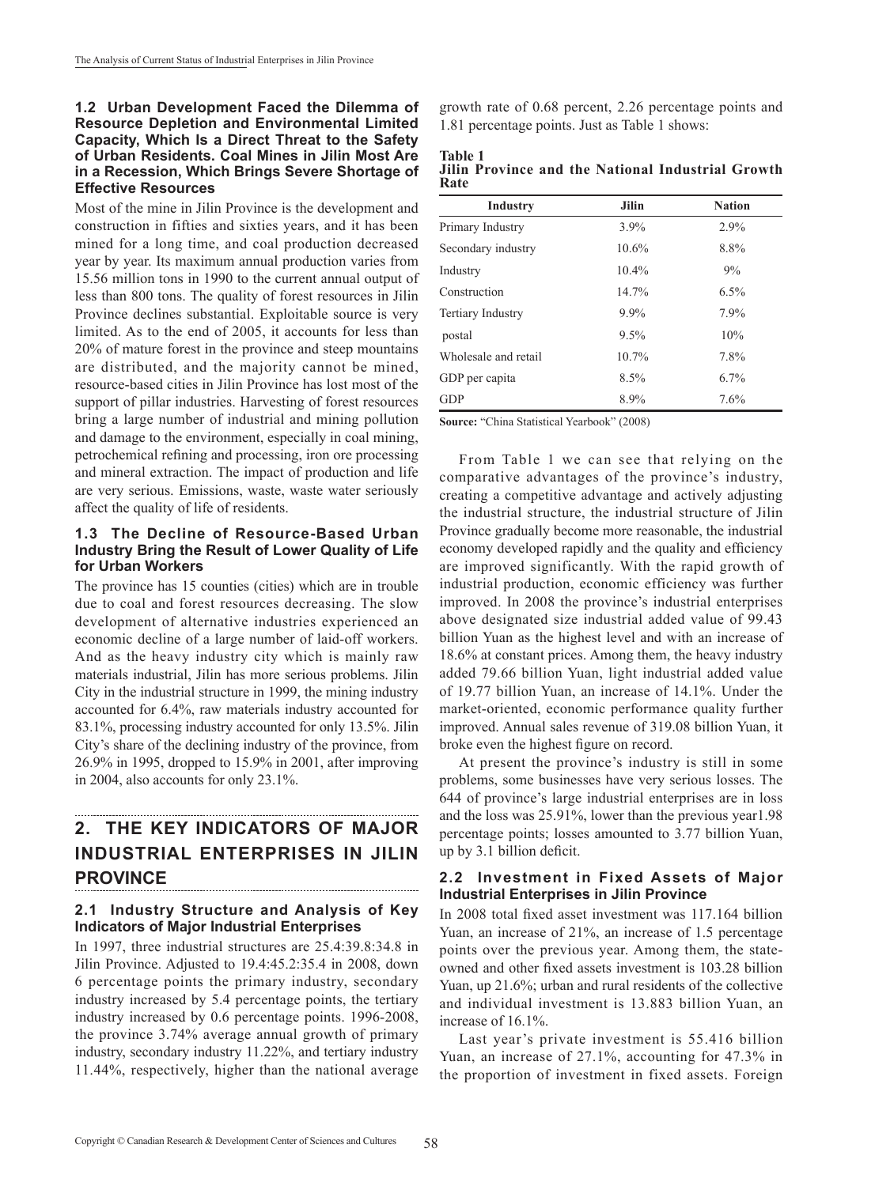### 1.2 Urban Development Faced the Dilemma of Resource Depletion and Environmental Limited Capacity, Which Is a Direct Threat to the Safety of Urban Residents. Coal Mines in Jilin Most Are in a Recession, Which Brings Severe Shortage of Effective Resources

Most of the mine in Jilin Province is the development and construction in fifties and sixties years, and it has been mined for a long time, and coal production decreased year by year. Its maximum annual production varies from 15.56 million tons in 1990 to the current annual output of less than 800 tons. The quality of forest resources in Jilin Province declines substantial. Exploitable source is very limited. As to the end of 2005, it accounts for less than 20% of mature forest in the province and steep mountains are distributed, and the majority cannot be mined, resource-based cities in Jilin Province has lost most of the support of pillar industries. Harvesting of forest resources bring a large number of industrial and mining pollution and damage to the environment, especially in coal mining, petrochemical refining and processing, iron ore processing and mineral extraction. The impact of production and life are very serious. Emissions, waste, waste water seriously affect the quality of life of residents.

### 1.3 The Decline of Resource-Based Urban Industry Bring the Result of Lower Quality of Life for Urban Workers

The province has 15 counties (cities) which are in trouble due to coal and forest resources decreasing. The slow development of alternative industries experienced an economic decline of a large number of laid-off workers. And as the heavy industry city which is mainly raw materials industrial, Jilin has more serious problems. Jilin City in the industrial structure in 1999, the mining industry accounted for 6.4%, raw materials industry accounted for 83.1%, processing industry accounted for only 13.5%. Jilin City's share of the declining industry of the province, from 26.9% in 1995, dropped to 15.9% in 2001, after improving in 2004, also accounts for only 23.1%.

## 2. THE KEY INDICATORS OF MAJOR INDUSTRIAL ENTERPRISES IN JILIN PROVINCE

### 2.1 Industry Structure and Analysis of Key Indicators of Major Industrial Enterprises

In 1997, three industrial structures are 25.4:39.8:34.8 in Jilin Province. Adjusted to 19.4:45.2:35.4 in 2008, down 6 percentage points the primary industry, secondary industry increased by 5.4 percentage points, the tertiary industry increased by 0.6 percentage points. 1996-2008, the province 3.74% average annual growth of primary industry, secondary industry 11.22%, and tertiary industry 11.44%, respectively, higher than the national average growth rate of 0.68 percent, 2.26 percentage points and 1.81 percentage points. Just as Table 1 shows:

**Table 1**
**Jilin Province and the National Industrial Growth Rate**

| Industry | Jilin | Nation |
|---|---|---|
| Primary Industry | 3.9% | 2.9% |
| Secondary industry | 10.6% | 8.8% |
| Industry | 10.4% | 9% |
| Construction | 14.7% | 6.5% |
| Tertiary Industry | 9.9% | 7.9% |
| postal | 9.5% | 10% |
| Wholesale and retail | 10.7% | 7.8% |
| GDP per capita | 8.5% | 6.7% |
| GDP | 8.9% | 7.6% |

**Source:** "China Statistical Yearbook" (2008)

From Table 1 we can see that relying on the comparative advantages of the province's industry, creating a competitive advantage and actively adjusting the industrial structure, the industrial structure of Jilin Province gradually become more reasonable, the industrial economy developed rapidly and the quality and efficiency are improved significantly. With the rapid growth of industrial production, economic efficiency was further improved. In 2008 the province's industrial enterprises above designated size industrial added value of 99.43 billion Yuan as the highest level and with an increase of 18.6% at constant prices. Among them, the heavy industry added 79.66 billion Yuan, light industrial added value of 19.77 billion Yuan, an increase of 14.1%. Under the market-oriented, economic performance quality further improved. Annual sales revenue of 319.08 billion Yuan, it broke even the highest figure on record.

At present the province's industry is still in some problems, some businesses have very serious losses. The 644 of province's large industrial enterprises are in loss and the loss was 25.91%, lower than the previous year1.98 percentage points; losses amounted to 3.77 billion Yuan, up by 3.1 billion deficit.

### 2.2 Investment in Fixed Assets of Major Industrial Enterprises in Jilin Province

In 2008 total fixed asset investment was 117.164 billion Yuan, an increase of 21%, an increase of 1.5 percentage points over the previous year. Among them, the state-owned and other fixed assets investment is 103.28 billion Yuan, up 21.6%; urban and rural residents of the collective and individual investment is 13.883 billion Yuan, an increase of 16.1%.

Last year's private investment is 55.416 billion Yuan, an increase of 27.1%, accounting for 47.3% in the proportion of investment in fixed assets. Foreign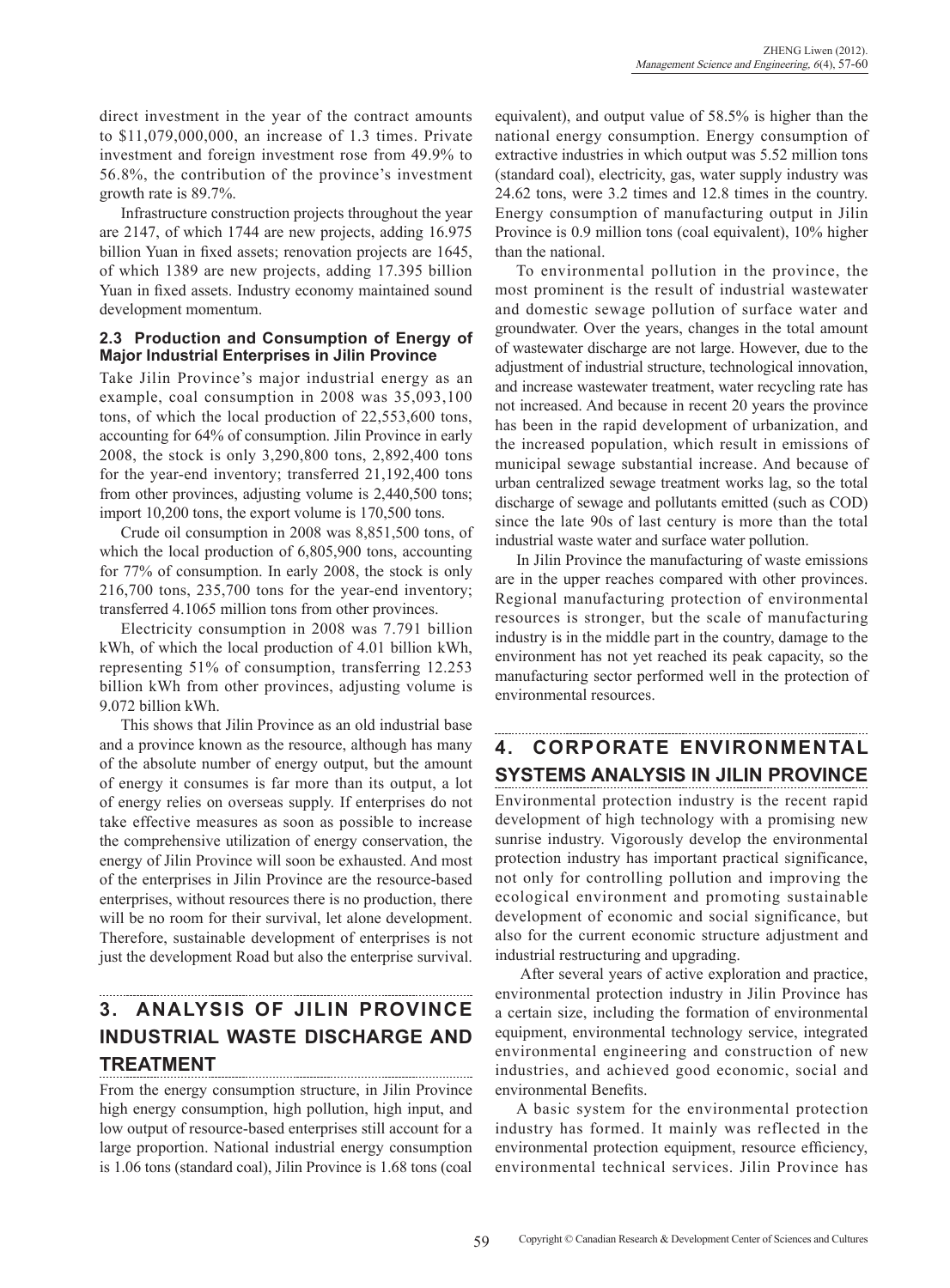direct investment in the year of the contract amounts to $11,079,000,000, an increase of 1.3 times. Private investment and foreign investment rose from 49.9% to 56.8%, the contribution of the province's investment growth rate is 89.7%.

Infrastructure construction projects throughout the year are 2147, of which 1744 are new projects, adding 16.975 billion Yuan in fixed assets; renovation projects are 1645, of which 1389 are new projects, adding 17.395 billion Yuan in fixed assets. Industry economy maintained sound development momentum.

### 2.3 Production and Consumption of Energy of Major Industrial Enterprises in Jilin Province

Take Jilin Province's major industrial energy as an example, coal consumption in 2008 was 35,093,100 tons, of which the local production of 22,553,600 tons, accounting for 64% of consumption. Jilin Province in early 2008, the stock is only 3,290,800 tons, 2,892,400 tons for the year-end inventory; transferred 21,192,400 tons from other provinces, adjusting volume is 2,440,500 tons; import 10,200 tons, the export volume is 170,500 tons.

Crude oil consumption in 2008 was 8,851,500 tons, of which the local production of 6,805,900 tons, accounting for 77% of consumption. In early 2008, the stock is only 216,700 tons, 235,700 tons for the year-end inventory; transferred 4.1065 million tons from other provinces.

Electricity consumption in 2008 was 7.791 billion kWh, of which the local production of 4.01 billion kWh, representing 51% of consumption, transferring 12.253 billion kWh from other provinces, adjusting volume is 9.072 billion kWh.

This shows that Jilin Province as an old industrial base and a province known as the resource, although has many of the absolute number of energy output, but the amount of energy it consumes is far more than its output, a lot of energy relies on overseas supply. If enterprises do not take effective measures as soon as possible to increase the comprehensive utilization of energy conservation, the energy of Jilin Province will soon be exhausted. And most of the enterprises in Jilin Province are the resource-based enterprises, without resources there is no production, there will be no room for their survival, let alone development. Therefore, sustainable development of enterprises is not just the development Road but also the enterprise survival.

## 3. ANALYSIS OF JILIN PROVINCE INDUSTRIAL WASTE DISCHARGE AND TREATMENT

From the energy consumption structure, in Jilin Province high energy consumption, high pollution, high input, and low output of resource-based enterprises still account for a large proportion. National industrial energy consumption is 1.06 tons (standard coal), Jilin Province is 1.68 tons (coal equivalent), and output value of 58.5% is higher than the national energy consumption. Energy consumption of extractive industries in which output was 5.52 million tons (standard coal), electricity, gas, water supply industry was 24.62 tons, were 3.2 times and 12.8 times in the country. Energy consumption of manufacturing output in Jilin Province is 0.9 million tons (coal equivalent), 10% higher than the national.

To environmental pollution in the province, the most prominent is the result of industrial wastewater and domestic sewage pollution of surface water and groundwater. Over the years, changes in the total amount of wastewater discharge are not large. However, due to the adjustment of industrial structure, technological innovation, and increase wastewater treatment, water recycling rate has not increased. And because in recent 20 years the province has been in the rapid development of urbanization, and the increased population, which result in emissions of municipal sewage substantial increase. And because of urban centralized sewage treatment works lag, so the total discharge of sewage and pollutants emitted (such as COD) since the late 90s of last century is more than the total industrial waste water and surface water pollution.

In Jilin Province the manufacturing of waste emissions are in the upper reaches compared with other provinces. Regional manufacturing protection of environmental resources is stronger, but the scale of manufacturing industry is in the middle part in the country, damage to the environment has not yet reached its peak capacity, so the manufacturing sector performed well in the protection of environmental resources.

## 4. CORPORATE ENVIRONMENTAL SYSTEMS ANALYSIS IN JILIN PROVINCE

Environmental protection industry is the recent rapid development of high technology with a promising new sunrise industry. Vigorously develop the environmental protection industry has important practical significance, not only for controlling pollution and improving the ecological environment and promoting sustainable development of economic and social significance, but also for the current economic structure adjustment and industrial restructuring and upgrading.

After several years of active exploration and practice, environmental protection industry in Jilin Province has a certain size, including the formation of environmental equipment, environmental technology service, integrated environmental engineering and construction of new industries, and achieved good economic, social and environmental Benefits.

A basic system for the environmental protection industry has formed. It mainly was reflected in the environmental protection equipment, resource efficiency, environmental technical services. Jilin Province has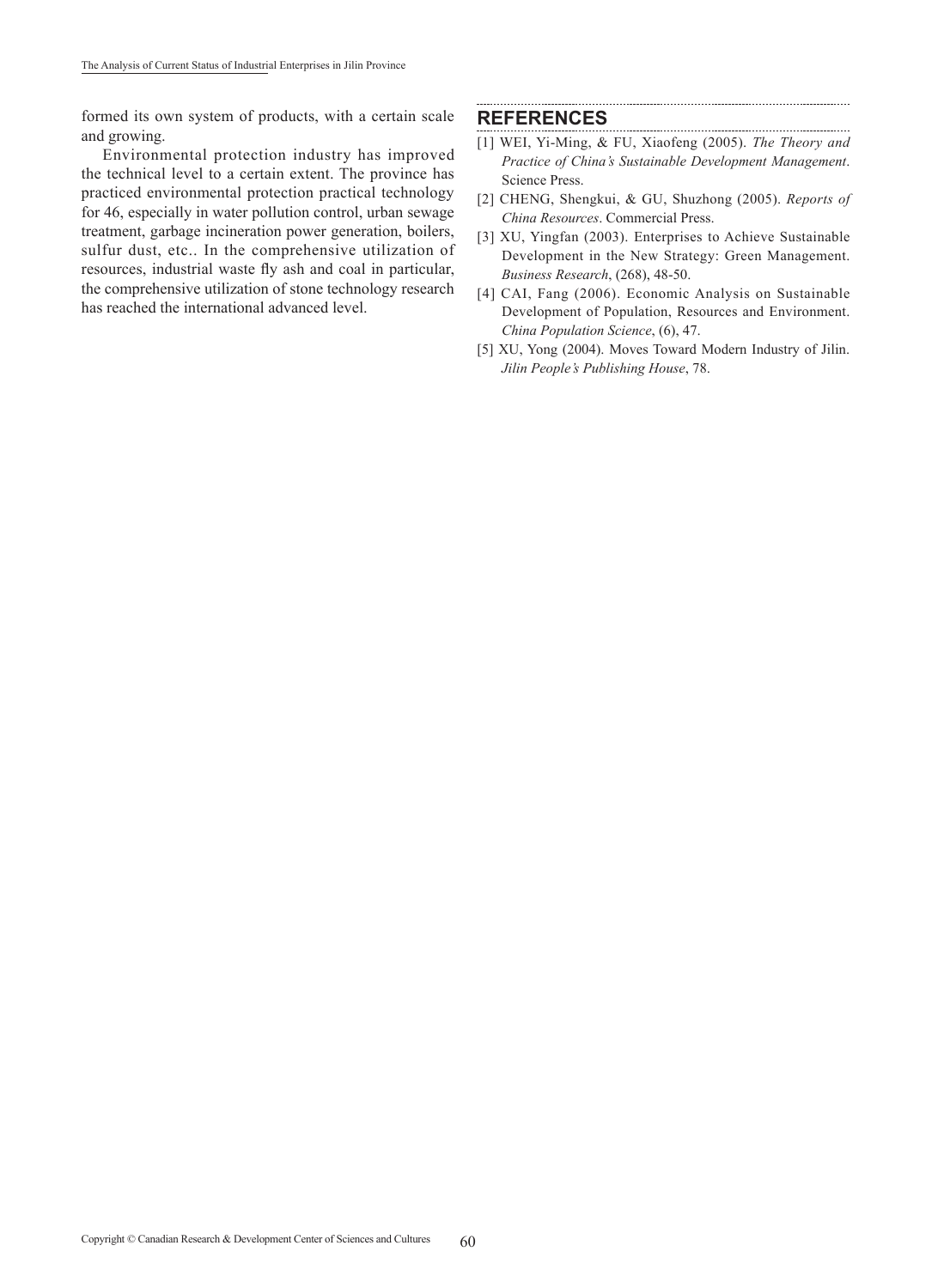formed its own system of products, with a certain scale and growing.

Environmental protection industry has improved the technical level to a certain extent. The province has practiced environmental protection practical technology for 46, especially in water pollution control, urban sewage treatment, garbage incineration power generation, boilers, sulfur dust, etc.. In the comprehensive utilization of resources, industrial waste fly ash and coal in particular, the comprehensive utilization of stone technology research has reached the international advanced level.

## REFERENCES

[1] WEI, Yi-Ming, & FU, Xiaofeng (2005). *The Theory and Practice of China's Sustainable Development Management*. Science Press.

[2] CHENG, Shengkui, & GU, Shuzhong (2005). *Reports of China Resources*. Commercial Press.

[3] XU, Yingfan (2003). Enterprises to Achieve Sustainable Development in the New Strategy: Green Management. *Business Research*, (268), 48-50.

[4] CAI, Fang (2006). Economic Analysis on Sustainable Development of Population, Resources and Environment. *China Population Science*, (6), 47.

[5] XU, Yong (2004). Moves Toward Modern Industry of Jilin. *Jilin People's Publishing House*, 78.